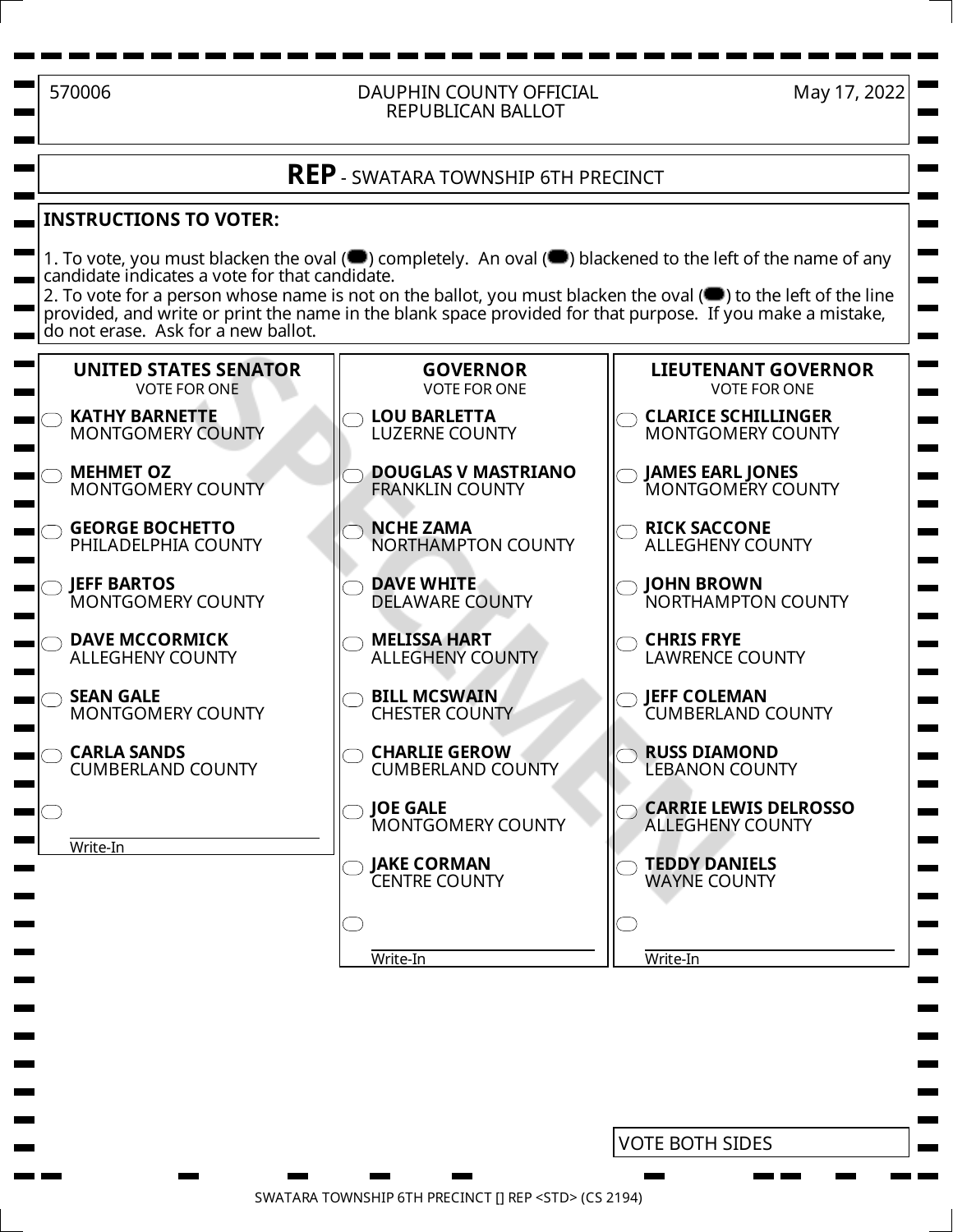570006

DAUPHIN COUNTY OFFICIAL
REPUBLICAN BALLOT

May 17, 2022

# REP - SWATARA TOWNSHIP 6TH PRECINCT

**INSTRUCTIONS TO VOTER:**

1. To vote, you must blacken the oval (⬬) completely. An oval (⬬) blackened to the left of the name of any candidate indicates a vote for that candidate.
2. To vote for a person whose name is not on the ballot, you must blacken the oval (⬬) to the left of the line provided, and write or print the name in the blank space provided for that purpose. If you make a mistake, do not erase. Ask for a new ballot.

## UNITED STATES SENATOR
VOTE FOR ONE

- **KATHY BARNETTE** MONTGOMERY COUNTY
- **MEHMET OZ** MONTGOMERY COUNTY
- **GEORGE BOCHETTO** PHILADELPHIA COUNTY
- **JEFF BARTOS** MONTGOMERY COUNTY
- **DAVE MCCORMICK** ALLEGHENY COUNTY
- **SEAN GALE** MONTGOMERY COUNTY
- **CARLA SANDS** CUMBERLAND COUNTY
- Write-In

## GOVERNOR
VOTE FOR ONE

- **LOU BARLETTA** LUZERNE COUNTY
- **DOUGLAS V MASTRIANO** FRANKLIN COUNTY
- **NCHE ZAMA** NORTHAMPTON COUNTY
- **DAVE WHITE** DELAWARE COUNTY
- **MELISSA HART** ALLEGHENY COUNTY
- **BILL MCSWAIN** CHESTER COUNTY
- **CHARLIE GEROW** CUMBERLAND COUNTY
- **JOE GALE** MONTGOMERY COUNTY
- **JAKE CORMAN** CENTRE COUNTY
- Write-In

## LIEUTENANT GOVERNOR
VOTE FOR ONE

- **CLARICE SCHILLINGER** MONTGOMERY COUNTY
- **JAMES EARL JONES** MONTGOMERY COUNTY
- **RICK SACCONE** ALLEGHENY COUNTY
- **JOHN BROWN** NORTHAMPTON COUNTY
- **CHRIS FRYE** LAWRENCE COUNTY
- **JEFF COLEMAN** CUMBERLAND COUNTY
- **RUSS DIAMOND** LEBANON COUNTY
- **CARRIE LEWIS DELROSSO** ALLEGHENY COUNTY
- **TEDDY DANIELS** WAYNE COUNTY
- Write-In

VOTE BOTH SIDES

SWATARA TOWNSHIP 6TH PRECINCT [] REP <STD> (CS 2194)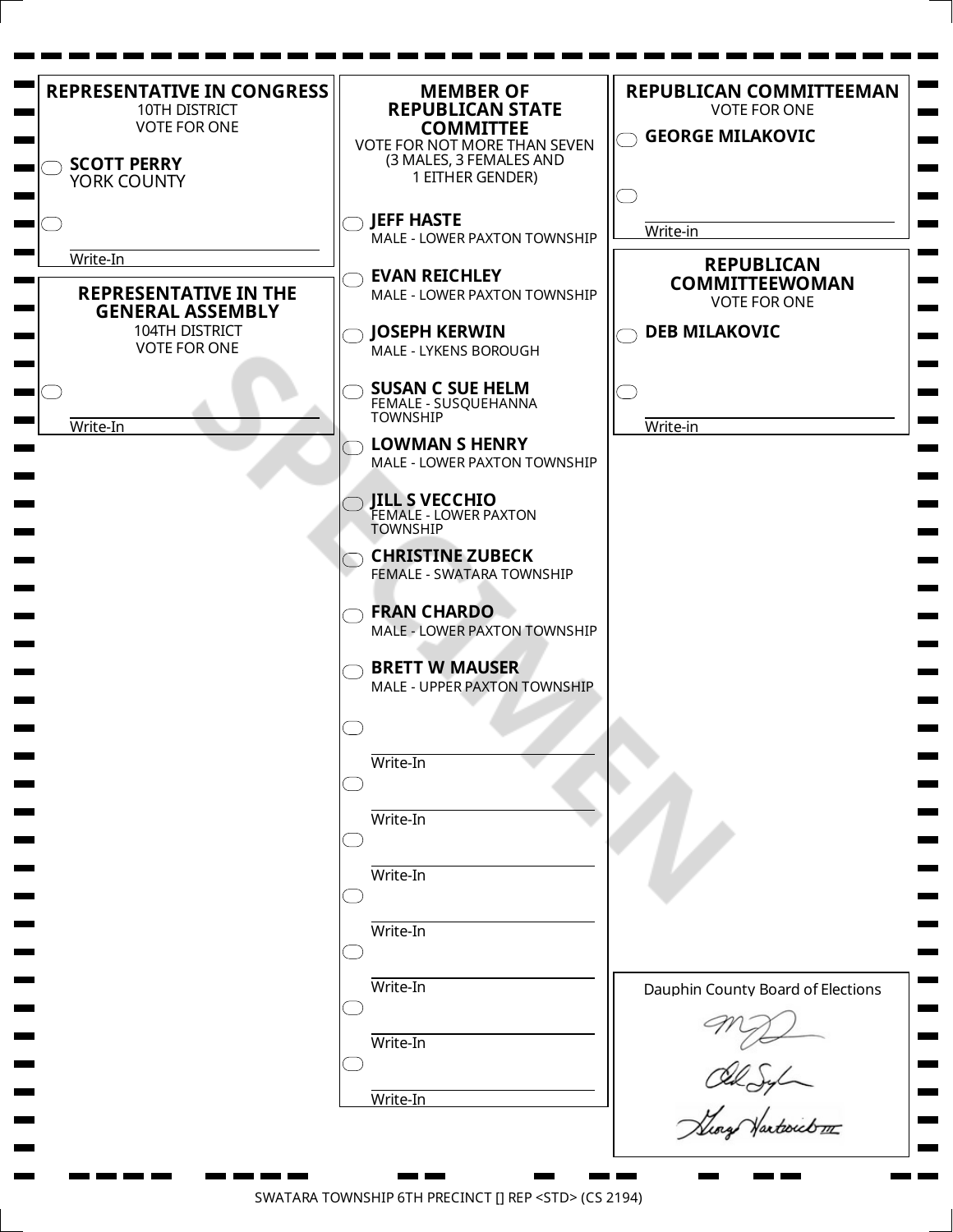## REPRESENTATIVE IN CONGRESS

10TH DISTRICT
VOTE FOR ONE

- **SCOTT PERRY**
  YORK COUNTY
- Write-In

## REPRESENTATIVE IN THE GENERAL ASSEMBLY

104TH DISTRICT
VOTE FOR ONE

- Write-In

## MEMBER OF REPUBLICAN STATE COMMITTEE

VOTE FOR NOT MORE THAN SEVEN
(3 MALES, 3 FEMALES AND
1 EITHER GENDER)

- **JEFF HASTE**
  MALE - LOWER PAXTON TOWNSHIP
- **EVAN REICHLEY**
  MALE - LOWER PAXTON TOWNSHIP
- **JOSEPH KERWIN**
  MALE - LYKENS BOROUGH
- **SUSAN C SUE HELM**
  FEMALE - SUSQUEHANNA TOWNSHIP
- **LOWMAN S HENRY**
  MALE - LOWER PAXTON TOWNSHIP
- **JILL S VECCHIO**
  FEMALE - LOWER PAXTON TOWNSHIP
- **CHRISTINE ZUBECK**
  FEMALE - SWATARA TOWNSHIP
- **FRAN CHARDO**
  MALE - LOWER PAXTON TOWNSHIP
- **BRETT W MAUSER**
  MALE - UPPER PAXTON TOWNSHIP
- Write-In
- Write-In
- Write-In
- Write-In
- Write-In
- Write-In
- Write-In

## REPUBLICAN COMMITTEEMAN

VOTE FOR ONE

- **GEORGE MILAKOVIC**
- Write-in

## REPUBLICAN COMMITTEEWOMAN

VOTE FOR ONE

- **DEB MILAKOVIC**
- Write-in

Dauphin County Board of Elections

SPECIMEN

SWATARA TOWNSHIP 6TH PRECINCT [] REP <STD> (CS 2194)